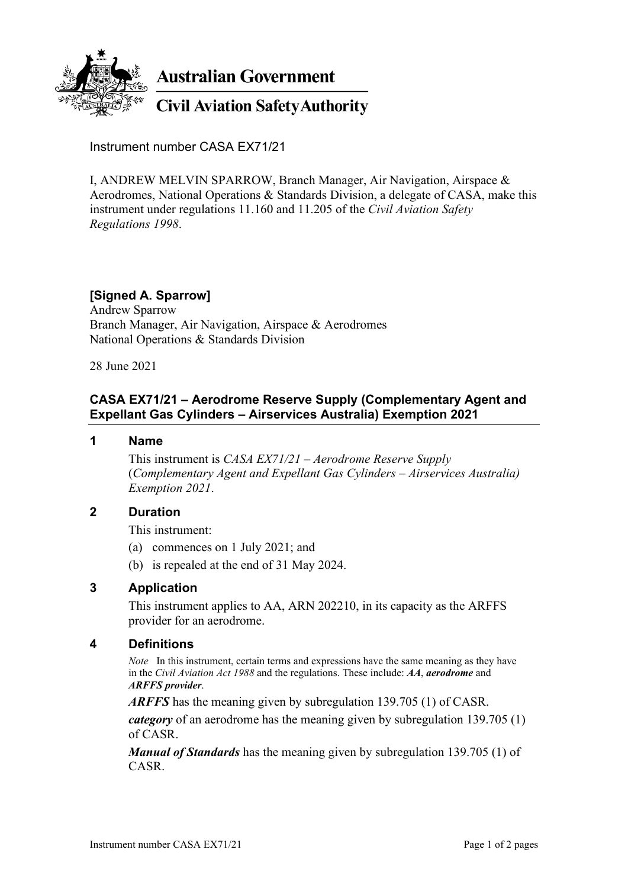**Australian Government**

**Civil Aviation Safety Authority**

Instrument number CASA EX71/21

I, ANDREW MELVIN SPARROW, Branch Manager, Air Navigation, Airspace & Aerodromes, National Operations & Standards Division, a delegate of CASA, make this instrument under regulations 11.160 and 11.205 of the *Civil Aviation Safety Regulations 1998*.

**[Signed A. Sparrow]**
Andrew Sparrow
Branch Manager, Air Navigation, Airspace & Aerodromes
National Operations & Standards Division

28 June 2021

## CASA EX71/21 – Aerodrome Reserve Supply (Complementary Agent and Expellant Gas Cylinders – Airservices Australia) Exemption 2021

### 1 Name

This instrument is *CASA EX71/21 – Aerodrome Reserve Supply* (*Complementary Agent and Expellant Gas Cylinders – Airservices Australia) Exemption 2021*.

### 2 Duration

This instrument:

(a) commences on 1 July 2021; and

(b) is repealed at the end of 31 May 2024.

### 3 Application

This instrument applies to AA, ARN 202210, in its capacity as the ARFFS provider for an aerodrome.

### 4 Definitions

*Note* In this instrument, certain terms and expressions have the same meaning as they have in the *Civil Aviation Act 1988* and the regulations. These include: ***AA***, ***aerodrome*** and ***ARFFS provider***.

***ARFFS*** has the meaning given by subregulation 139.705 (1) of CASR.

***category*** of an aerodrome has the meaning given by subregulation 139.705 (1) of CASR.

***Manual of Standards*** has the meaning given by subregulation 139.705 (1) of CASR.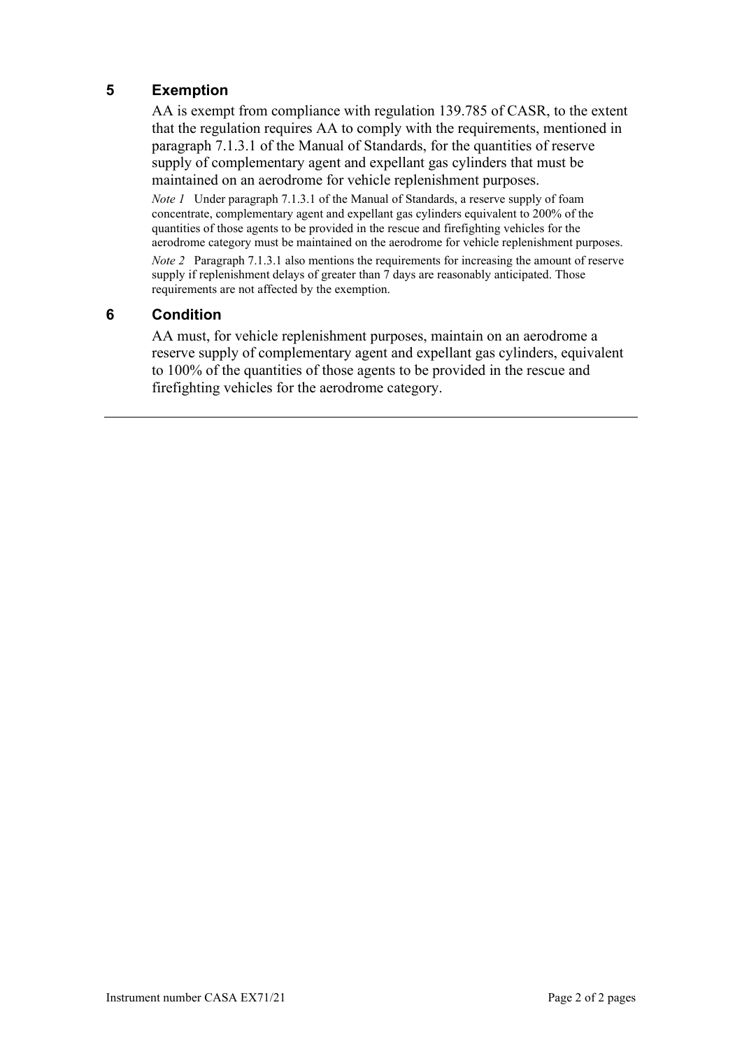## 5 Exemption

AA is exempt from compliance with regulation 139.785 of CASR, to the extent that the regulation requires AA to comply with the requirements, mentioned in paragraph 7.1.3.1 of the Manual of Standards, for the quantities of reserve supply of complementary agent and expellant gas cylinders that must be maintained on an aerodrome for vehicle replenishment purposes.

*Note 1* Under paragraph 7.1.3.1 of the Manual of Standards, a reserve supply of foam concentrate, complementary agent and expellant gas cylinders equivalent to 200% of the quantities of those agents to be provided in the rescue and firefighting vehicles for the aerodrome category must be maintained on the aerodrome for vehicle replenishment purposes.

*Note 2* Paragraph 7.1.3.1 also mentions the requirements for increasing the amount of reserve supply if replenishment delays of greater than 7 days are reasonably anticipated. Those requirements are not affected by the exemption.

## 6 Condition

AA must, for vehicle replenishment purposes, maintain on an aerodrome a reserve supply of complementary agent and expellant gas cylinders, equivalent to 100% of the quantities of those agents to be provided in the rescue and firefighting vehicles for the aerodrome category.

---